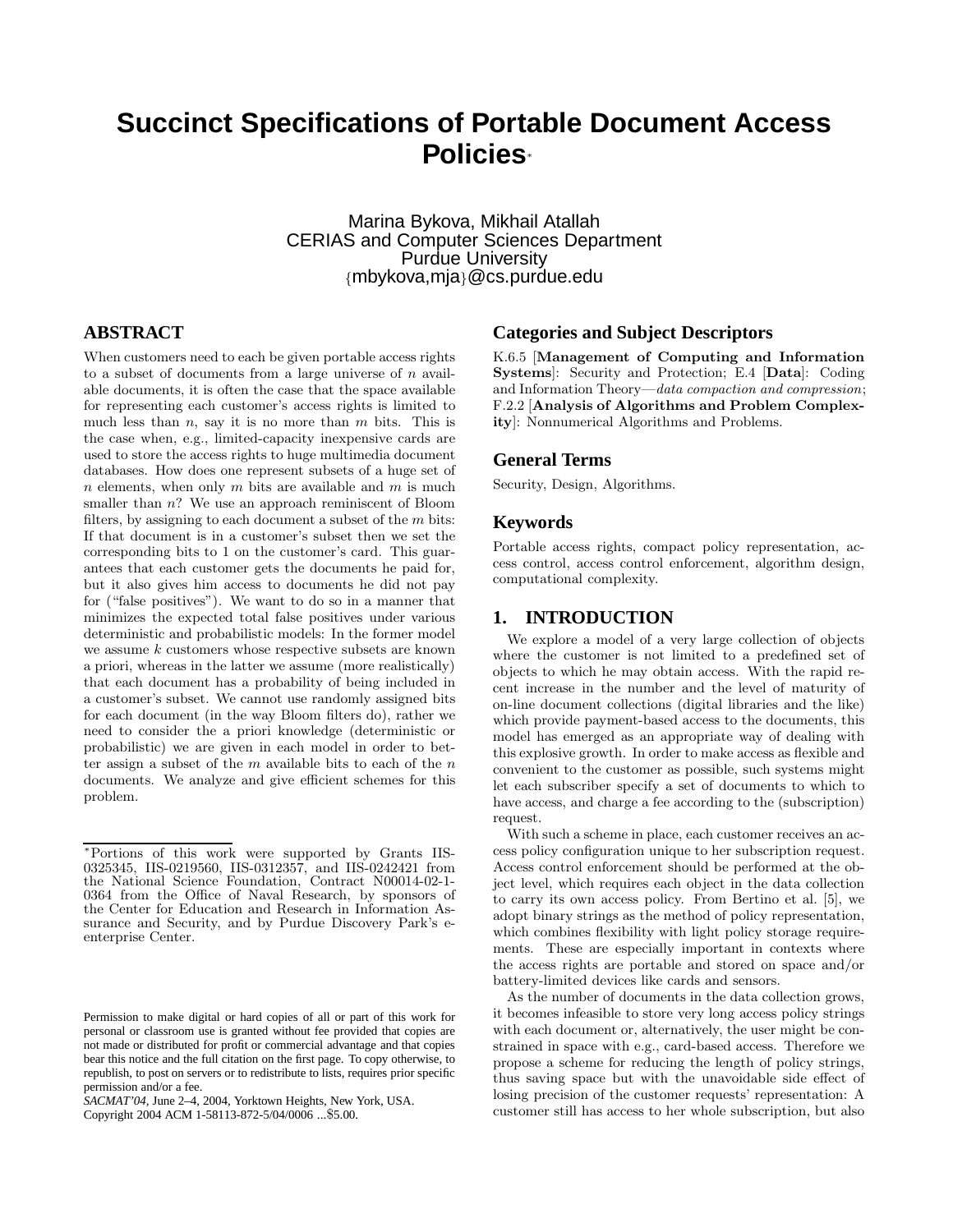# Succinct Specifications of Portable Document Access Policies*

Marina Bykova, Mikhail Atallah
CERIAS and Computer Sciences Department
Purdue University
{mbykova,mja}@cs.purdue.edu

## ABSTRACT

When customers need to each be given portable access rights to a subset of documents from a large universe of $n$ available documents, it is often the case that the space available for representing each customer's access rights is limited to much less than $n$, say it is no more than $m$ bits. This is the case when, e.g., limited-capacity inexpensive cards are used to store the access rights to huge multimedia document databases. How does one represent subsets of a huge set of $n$ elements, when only $m$ bits are available and $m$ is much smaller than $n$? We use an approach reminiscent of Bloom filters, by assigning to each document a subset of the $m$ bits: If that document is in a customer's subset then we set the corresponding bits to 1 on the customer's card. This guarantees that each customer gets the documents he paid for, but it also gives him access to documents he did not pay for ("false positives"). We want to do so in a manner that minimizes the expected total false positives under various deterministic and probabilistic models: In the former model we assume $k$ customers whose respective subsets are known a priori, whereas in the latter we assume (more realistically) that each document has a probability of being included in a customer's subset. We cannot use randomly assigned bits for each document (in the way Bloom filters do), rather we need to consider the a priori knowledge (deterministic or probabilistic) we are given in each model in order to better assign a subset of the $m$ available bits to each of the $n$ documents. We analyze and give efficient schemes for this problem.

*Portions of this work were supported by Grants IIS-0325345, IIS-0219560, IIS-0312357, and IIS-0242421 from the National Science Foundation, Contract N00014-02-1-0364 from the Office of Naval Research, by sponsors of the Center for Education and Research in Information Assurance and Security, and by Purdue Discovery Park's e-enterprise Center.

Permission to make digital or hard copies of all or part of this work for personal or classroom use is granted without fee provided that copies are not made or distributed for profit or commercial advantage and that copies bear this notice and the full citation on the first page. To copy otherwise, to republish, to post on servers or to redistribute to lists, requires prior specific permission and/or a fee.
*SACMAT'04*, June 2–4, 2004, Yorktown Heights, New York, USA.
Copyright 2004 ACM 1-58113-872-5/04/0006 ...$5.00.

## Categories and Subject Descriptors

K.6.5 [**Management of Computing and Information Systems**]: Security and Protection; E.4 [**Data**]: Coding and Information Theory—*data compaction and compression*; F.2.2 [**Analysis of Algorithms and Problem Complexity**]: Nonnumerical Algorithms and Problems.

## General Terms

Security, Design, Algorithms.

## Keywords

Portable access rights, compact policy representation, access control, access control enforcement, algorithm design, computational complexity.

## 1. INTRODUCTION

We explore a model of a very large collection of objects where the customer is not limited to a predefined set of objects to which he may obtain access. With the rapid recent increase in the number and the level of maturity of on-line document collections (digital libraries and the like) which provide payment-based access to the documents, this model has emerged as an appropriate way of dealing with this explosive growth. In order to make access as flexible and convenient to the customer as possible, such systems might let each subscriber specify a set of documents to which to have access, and charge a fee according to the (subscription) request.

With such a scheme in place, each customer receives an access policy configuration unique to her subscription request. Access control enforcement should be performed at the object level, which requires each object in the data collection to carry its own access policy. From Bertino et al. [5], we adopt binary strings as the method of policy representation, which combines flexibility with light policy storage requirements. These are especially important in contexts where the access rights are portable and stored on space and/or battery-limited devices like cards and sensors.

As the number of documents in the data collection grows, it becomes infeasible to store very long access policy strings with each document or, alternatively, the user might be constrained in space with e.g., card-based access. Therefore we propose a scheme for reducing the length of policy strings, thus saving space but with the unavoidable side effect of losing precision of the customer requests' representation: A customer still has access to her whole subscription, but also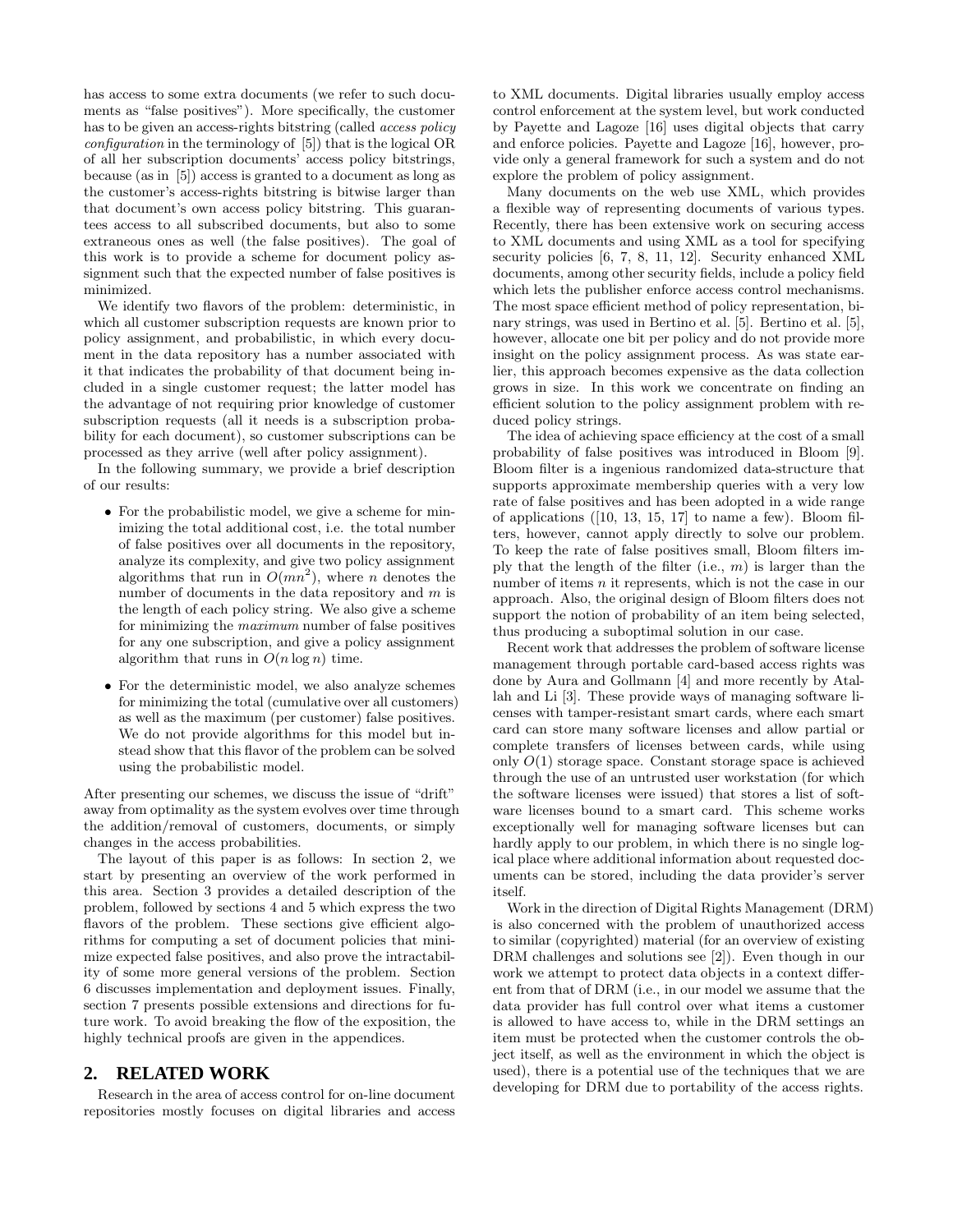has access to some extra documents (we refer to such documents as "false positives"). More specifically, the customer has to be given an access-rights bitstring (called *access policy configuration* in the terminology of [5]) that is the logical OR of all her subscription documents' access policy bitstrings, because (as in [5]) access is granted to a document as long as the customer's access-rights bitstring is bitwise larger than that document's own access policy bitstring. This guarantees access to all subscribed documents, but also to some extraneous ones as well (the false positives). The goal of this work is to provide a scheme for document policy assignment such that the expected number of false positives is minimized.

We identify two flavors of the problem: deterministic, in which all customer subscription requests are known prior to policy assignment, and probabilistic, in which every document in the data repository has a number associated with it that indicates the probability of that document being included in a single customer request; the latter model has the advantage of not requiring prior knowledge of customer subscription requests (all it needs is a subscription probability for each document), so customer subscriptions can be processed as they arrive (well after policy assignment).

In the following summary, we provide a brief description of our results:

- For the probabilistic model, we give a scheme for minimizing the total additional cost, i.e. the total number of false positives over all documents in the repository, analyze its complexity, and give two policy assignment algorithms that run in $O(mn^2)$, where $n$ denotes the number of documents in the data repository and $m$ is the length of each policy string. We also give a scheme for minimizing the *maximum* number of false positives for any one subscription, and give a policy assignment algorithm that runs in $O(n \log n)$ time.
- For the deterministic model, we also analyze schemes for minimizing the total (cumulative over all customers) as well as the maximum (per customer) false positives. We do not provide algorithms for this model but instead show that this flavor of the problem can be solved using the probabilistic model.

After presenting our schemes, we discuss the issue of "drift" away from optimality as the system evolves over time through the addition/removal of customers, documents, or simply changes in the access probabilities.

The layout of this paper is as follows: In section 2, we start by presenting an overview of the work performed in this area. Section 3 provides a detailed description of the problem, followed by sections 4 and 5 which express the two flavors of the problem. These sections give efficient algorithms for computing a set of document policies that minimize expected false positives, and also prove the intractability of some more general versions of the problem. Section 6 discusses implementation and deployment issues. Finally, section 7 presents possible extensions and directions for future work. To avoid breaking the flow of the exposition, the highly technical proofs are given in the appendices.

## 2. RELATED WORK

Research in the area of access control for on-line document repositories mostly focuses on digital libraries and access to XML documents. Digital libraries usually employ access control enforcement at the system level, but work conducted by Payette and Lagoze [16] uses digital objects that carry and enforce policies. Payette and Lagoze [16], however, provide only a general framework for such a system and do not explore the problem of policy assignment.

Many documents on the web use XML, which provides a flexible way of representing documents of various types. Recently, there has been extensive work on securing access to XML documents and using XML as a tool for specifying security policies [6, 7, 8, 11, 12]. Security enhanced XML documents, among other security fields, include a policy field which lets the publisher enforce access control mechanisms. The most space efficient method of policy representation, binary strings, was used in Bertino et al. [5]. Bertino et al. [5], however, allocate one bit per policy and do not provide more insight on the policy assignment process. As was state earlier, this approach becomes expensive as the data collection grows in size. In this work we concentrate on finding an efficient solution to the policy assignment problem with reduced policy strings.

The idea of achieving space efficiency at the cost of a small probability of false positives was introduced in Bloom [9]. Bloom filter is a ingenious randomized data-structure that supports approximate membership queries with a very low rate of false positives and has been adopted in a wide range of applications ([10, 13, 15, 17] to name a few). Bloom filters, however, cannot apply directly to solve our problem. To keep the rate of false positives small, Bloom filters imply that the length of the filter (i.e., $m$) is larger than the number of items $n$ it represents, which is not the case in our approach. Also, the original design of Bloom filters does not support the notion of probability of an item being selected, thus producing a suboptimal solution in our case.

Recent work that addresses the problem of software license management through portable card-based access rights was done by Aura and Gollmann [4] and more recently by Atallah and Li [3]. These provide ways of managing software licenses with tamper-resistant smart cards, where each smart card can store many software licenses and allow partial or complete transfers of licenses between cards, while using only $O(1)$ storage space. Constant storage space is achieved through the use of an untrusted user workstation (for which the software licenses were issued) that stores a list of software licenses bound to a smart card. This scheme works exceptionally well for managing software licenses but can hardly apply to our problem, in which there is no single logical place where additional information about requested documents can be stored, including the data provider's server itself.

Work in the direction of Digital Rights Management (DRM) is also concerned with the problem of unauthorized access to similar (copyrighted) material (for an overview of existing DRM challenges and solutions see [2]). Even though in our work we attempt to protect data objects in a context different from that of DRM (i.e., in our model we assume that the data provider has full control over what items a customer is allowed to have access to, while in the DRM settings an item must be protected when the customer controls the object itself, as well as the environment in which the object is used), there is a potential use of the techniques that we are developing for DRM due to portability of the access rights.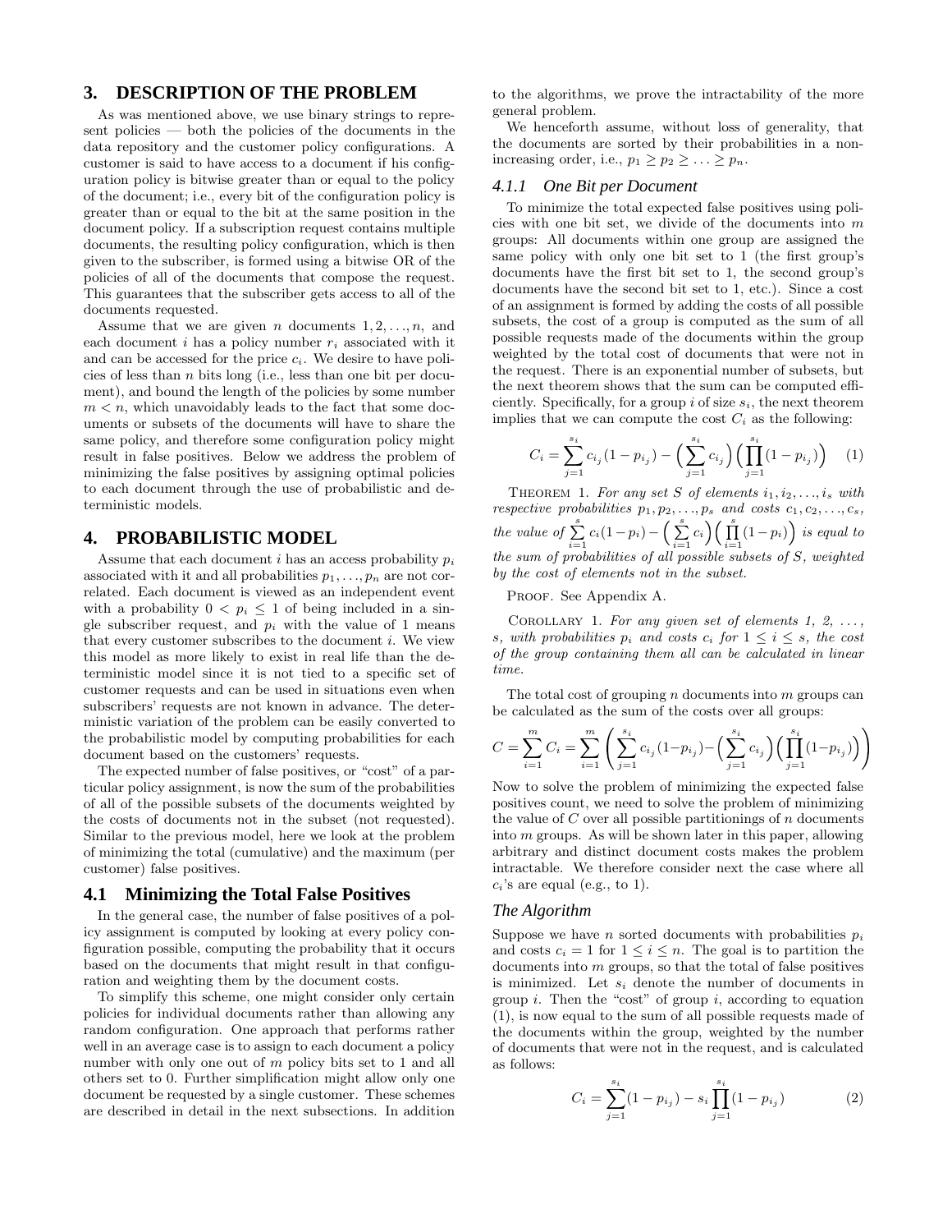## 3. DESCRIPTION OF THE PROBLEM

As was mentioned above, we use binary strings to represent policies — both the policies of the documents in the data repository and the customer policy configurations. A customer is said to have access to a document if his configuration policy is bitwise greater than or equal to the policy of the document; i.e., every bit of the configuration policy is greater than or equal to the bit at the same position in the document policy. If a subscription request contains multiple documents, the resulting policy configuration, which is then given to the subscriber, is formed using a bitwise OR of the policies of all of the documents that compose the request. This guarantees that the subscriber gets access to all of the documents requested.

Assume that we are given $n$ documents $1, 2, \ldots, n$, and each document $i$ has a policy number $r_i$ associated with it and can be accessed for the price $c_i$. We desire to have policies of less than $n$ bits long (i.e., less than one bit per document), and bound the length of the policies by some number $m < n$, which unavoidably leads to the fact that some documents or subsets of the documents will have to share the same policy, and therefore some configuration policy might result in false positives. Below we address the problem of minimizing the false positives by assigning optimal policies to each document through the use of probabilistic and deterministic models.

## 4. PROBABILISTIC MODEL

Assume that each document $i$ has an access probability $p_i$ associated with it and all probabilities $p_1, \ldots, p_n$ are not correlated. Each document is viewed as an independent event with a probability $0 < p_i \leq 1$ of being included in a single subscriber request, and $p_i$ with the value of 1 means that every customer subscribes to the document $i$. We view this model as more likely to exist in real life than the deterministic model since it is not tied to a specific set of customer requests and can be used in situations even when subscribers' requests are not known in advance. The deterministic variation of the problem can be easily converted to the probabilistic model by computing probabilities for each document based on the customers' requests.

The expected number of false positives, or "cost" of a particular policy assignment, is now the sum of the probabilities of all of the possible subsets of the documents weighted by the costs of documents not in the subset (not requested). Similar to the previous model, here we look at the problem of minimizing the total (cumulative) and the maximum (per customer) false positives.

### 4.1 Minimizing the Total False Positives

In the general case, the number of false positives of a policy assignment is computed by looking at every policy configuration possible, computing the probability that it occurs based on the documents that might result in that configuration and weighting them by the document costs.

To simplify this scheme, one might consider only certain policies for individual documents rather than allowing any random configuration. One approach that performs rather well in an average case is to assign to each document a policy number with only one out of $m$ policy bits set to 1 and all others set to 0. Further simplification might allow only one document be requested by a single customer. These schemes are described in detail in the next subsections. In addition to the algorithms, we prove the intractability of the more general problem.

We henceforth assume, without loss of generality, that the documents are sorted by their probabilities in a non-increasing order, i.e., $p_1 \geq p_2 \geq \ldots \geq p_n$.

#### 4.1.1 One Bit per Document

To minimize the total expected false positives using policies with one bit set, we divide of the documents into $m$ groups: All documents within one group are assigned the same policy with only one bit set to 1 (the first group's documents have the first bit set to 1, the second group's documents have the second bit set to 1, etc.). Since a cost of an assignment is formed by adding the costs of all possible subsets, the cost of a group is computed as the sum of all possible requests made of the documents within the group weighted by the total cost of documents that were not in the request. There is an exponential number of subsets, but the next theorem shows that the sum can be computed efficiently. Specifically, for a group $i$ of size $s_i$, the next theorem implies that we can compute the cost $C_i$ as the following:

$$C_i = \sum_{j=1}^{s_i} c_{i_j}(1 - p_{i_j}) - \Big(\sum_{j=1}^{s_i} c_{i_j}\Big)\Big(\prod_{j=1}^{s_i}(1 - p_{i_j})\Big) \quad (1)$$

THEOREM 1. *For any set $S$ of elements $i_1, i_2, \ldots, i_s$ with respective probabilities $p_1, p_2, \ldots, p_s$ and costs $c_1, c_2, \ldots, c_s$, the value of $\sum_{i=1}^{s} c_i(1-p_i) - \Big(\sum_{i=1}^{s} c_i\Big)\Big(\prod_{i=1}^{s}(1-p_i)\Big)$ is equal to the sum of probabilities of all possible subsets of $S$, weighted by the cost of elements not in the subset.*

PROOF. See Appendix A.

COROLLARY 1. *For any given set of elements 1, 2, ..., $s$, with probabilities $p_i$ and costs $c_i$ for $1 \leq i \leq s$, the cost of the group containing them all can be calculated in linear time.*

The total cost of grouping $n$ documents into $m$ groups can be calculated as the sum of the costs over all groups:

$$C = \sum_{i=1}^{m} C_i = \sum_{i=1}^{m}\left(\sum_{j=1}^{s_i} c_{i_j}(1-p_{i_j}) - \Big(\sum_{j=1}^{s_i} c_{i_j}\Big)\Big(\prod_{j=1}^{s_i}(1-p_{i_j})\Big)\right)$$

Now to solve the problem of minimizing the expected false positives count, we need to solve the problem of minimizing the value of $C$ over all possible partitionings of $n$ documents into $m$ groups. As will be shown later in this paper, allowing arbitrary and distinct document costs makes the problem intractable. We therefore consider next the case where all $c_i$'s are equal (e.g., to 1).

#### The Algorithm

Suppose we have $n$ sorted documents with probabilities $p_i$ and costs $c_i = 1$ for $1 \leq i \leq n$. The goal is to partition the documents into $m$ groups, so that the total of false positives is minimized. Let $s_i$ denote the number of documents in group $i$. Then the "cost" of group $i$, according to equation (1), is now equal to the sum of all possible requests made of the documents within the group, weighted by the number of documents that were not in the request, and is calculated as follows:

$$C_i = \sum_{j=1}^{s_i}(1 - p_{i_j}) - s_i \prod_{j=1}^{s_i}(1 - p_{i_j}) \quad (2)$$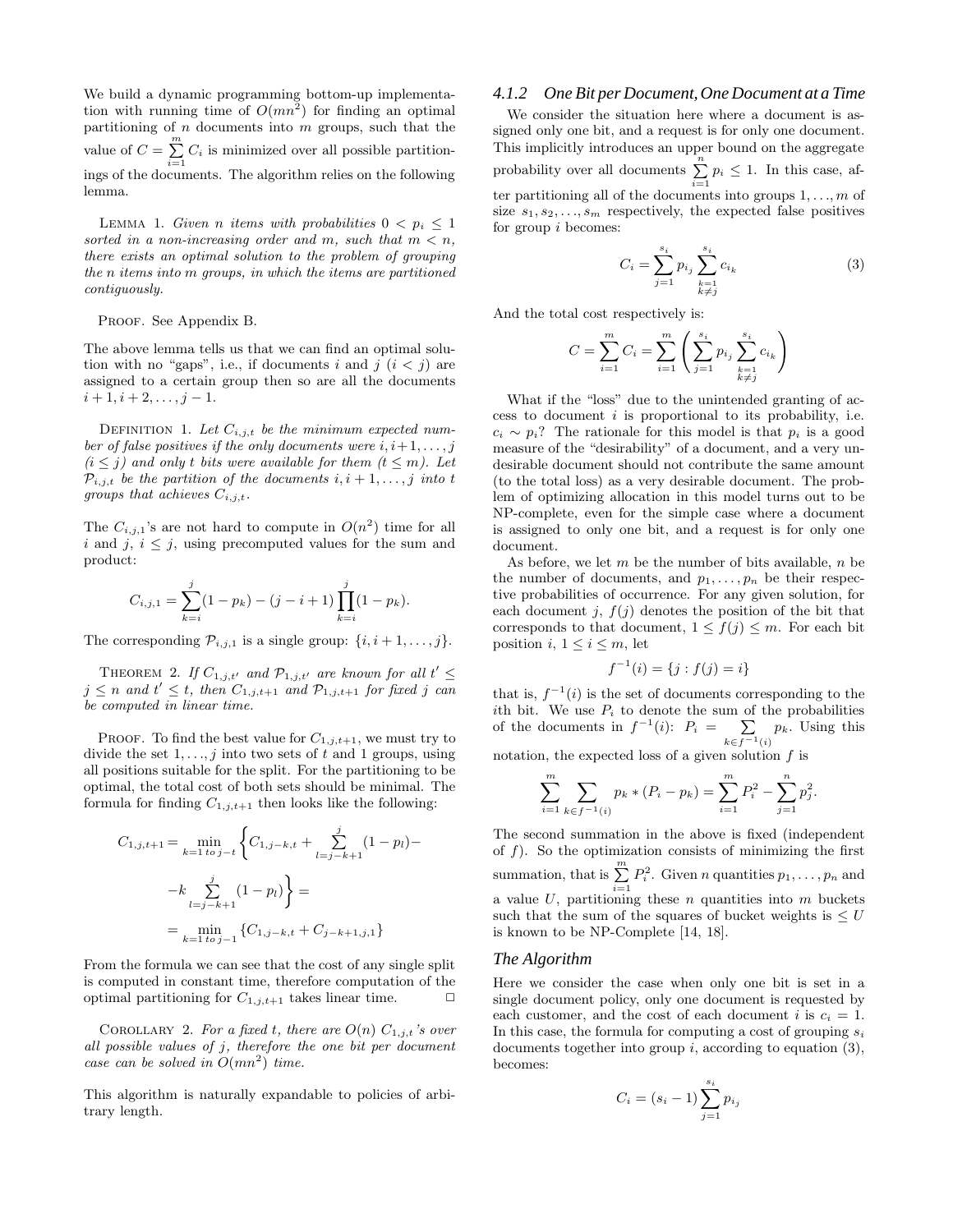We build a dynamic programming bottom-up implementation with running time of $O(mn^2)$ for finding an optimal partitioning of $n$ documents into $m$ groups, such that the value of $C = \sum_{i=1}^{m} C_i$ is minimized over all possible partitionings of the documents. The algorithm relies on the following lemma.

LEMMA 1. *Given $n$ items with probabilities $0 < p_i \leq 1$ sorted in a non-increasing order and $m$, such that $m < n$, there exists an optimal solution to the problem of grouping the $n$ items into $m$ groups, in which the items are partitioned contiguously.*

PROOF. See Appendix B.

The above lemma tells us that we can find an optimal solution with no "gaps", i.e., if documents $i$ and $j$ ($i < j$) are assigned to a certain group then so are all the documents $i+1, i+2, \ldots, j-1$.

DEFINITION 1. *Let $C_{i,j,t}$ be the minimum expected number of false positives if the only documents were $i, i+1, \ldots, j$ ($i \leq j$) and only $t$ bits were available for them ($t \leq m$). Let $\mathcal{P}_{i,j,t}$ be the partition of the documents $i, i+1, \ldots, j$ into $t$ groups that achieves $C_{i,j,t}$.*

The $C_{i,j,1}$'s are not hard to compute in $O(n^2)$ time for all $i$ and $j$, $i \leq j$, using precomputed values for the sum and product:

$$C_{i,j,1} = \sum_{k=i}^{j}(1 - p_k) - (j - i + 1)\prod_{k=i}^{j}(1 - p_k).$$

The corresponding $\mathcal{P}_{i,j,1}$ is a single group: $\{i, i+1, \ldots, j\}$.

THEOREM 2. *If $C_{1,j,t'}$ and $\mathcal{P}_{1,j,t'}$ are known for all $t' \leq j \leq n$ and $t' \leq t$, then $C_{1,j,t+1}$ and $\mathcal{P}_{1,j,t+1}$ for fixed $j$ can be computed in linear time.*

PROOF. To find the best value for $C_{1,j,t+1}$, we must try to divide the set $1, \ldots, j$ into two sets of $t$ and 1 groups, using all positions suitable for the split. For the partitioning to be optimal, the total cost of both sets should be minimal. The formula for finding $C_{1,j,t+1}$ then looks like the following:

$$C_{1,j,t+1} = \min_{k=1 \text{ to } j-t}\left\{C_{1,j-k,t} + \sum_{l=j-k+1}^{j}(1-p_l) - \right.$$
$$\left. -k\sum_{l=j-k+1}^{j}(1-p_l)\right\} =$$
$$= \min_{k=1 \text{ to } j-1}\{C_{1,j-k,t} + C_{j-k+1,j,1}\}$$

From the formula we can see that the cost of any single split is computed in constant time, therefore computation of the optimal partitioning for $C_{1,j,t+1}$ takes linear time. □

COROLLARY 2. *For a fixed $t$, there are $O(n)$ $C_{1,j,t}$'s over all possible values of $j$, therefore the one bit per document case can be solved in $O(mn^2)$ time.*

This algorithm is naturally expandable to policies of arbitrary length.

### 4.1.2 One Bit per Document, One Document at a Time

We consider the situation here where a document is assigned only one bit, and a request is for only one document. This implicitly introduces an upper bound on the aggregate probability over all documents $\sum_{i=1}^{n} p_i \leq 1$. In this case, after partitioning all of the documents into groups $1, \ldots, m$ of size $s_1, s_2, \ldots, s_m$ respectively, the expected false positives for group $i$ becomes:

$$C_i = \sum_{j=1}^{s_i} p_{i_j} \sum_{\substack{k=1 \\ k \neq j}}^{s_i} c_{i_k} \tag{3}$$

And the total cost respectively is:

$$C = \sum_{i=1}^{m} C_i = \sum_{i=1}^{m}\left(\sum_{j=1}^{s_i} p_{i_j} \sum_{\substack{k=1 \\ k \neq j}}^{s_i} c_{i_k}\right)$$

What if the "loss" due to the unintended granting of access to document $i$ is proportional to its probability, i.e. $c_i \sim p_i$? The rationale for this model is that $p_i$ is a good measure of the "desirability" of a document, and a very undesirable document should not contribute the same amount (to the total loss) as a very desirable document. The problem of optimizing allocation in this model turns out to be NP-complete, even for the simple case where a document is assigned to only one bit, and a request is for only one document.

As before, we let $m$ be the number of bits available, $n$ be the number of documents, and $p_1, \ldots, p_n$ be their respective probabilities of occurrence. For any given solution, for each document $j$, $f(j)$ denotes the position of the bit that corresponds to that document, $1 \leq f(j) \leq m$. For each bit position $i$, $1 \leq i \leq m$, let

$$f^{-1}(i) = \{j : f(j) = i\}$$

that is, $f^{-1}(i)$ is the set of documents corresponding to the $i$th bit. We use $P_i$ to denote the sum of the probabilities of the documents in $f^{-1}(i)$: $P_i = \sum_{k \in f^{-1}(i)} p_k$. Using this notation, the expected loss of a given solution $f$ is

$$\sum_{i=1}^{m} \sum_{k \in f^{-1}(i)} p_k * (P_i - p_k) = \sum_{i=1}^{m} P_i^2 - \sum_{j=1}^{n} p_j^2.$$

The second summation in the above is fixed (independent of $f$). So the optimization consists of minimizing the first summation, that is $\sum_{i=1}^{m} P_i^2$. Given $n$ quantities $p_1, \ldots, p_n$ and a value $U$, partitioning these $n$ quantities into $m$ buckets such that the sum of the squares of bucket weights is $\leq U$ is known to be NP-Complete [14, 18].

### The Algorithm

Here we consider the case when only one bit is set in a single document policy, only one document is requested by each customer, and the cost of each document $i$ is $c_i = 1$. In this case, the formula for computing a cost of grouping $s_i$ documents together into group $i$, according to equation (3), becomes:

$$C_i = (s_i - 1)\sum_{j=1}^{s_i} p_{i_j}$$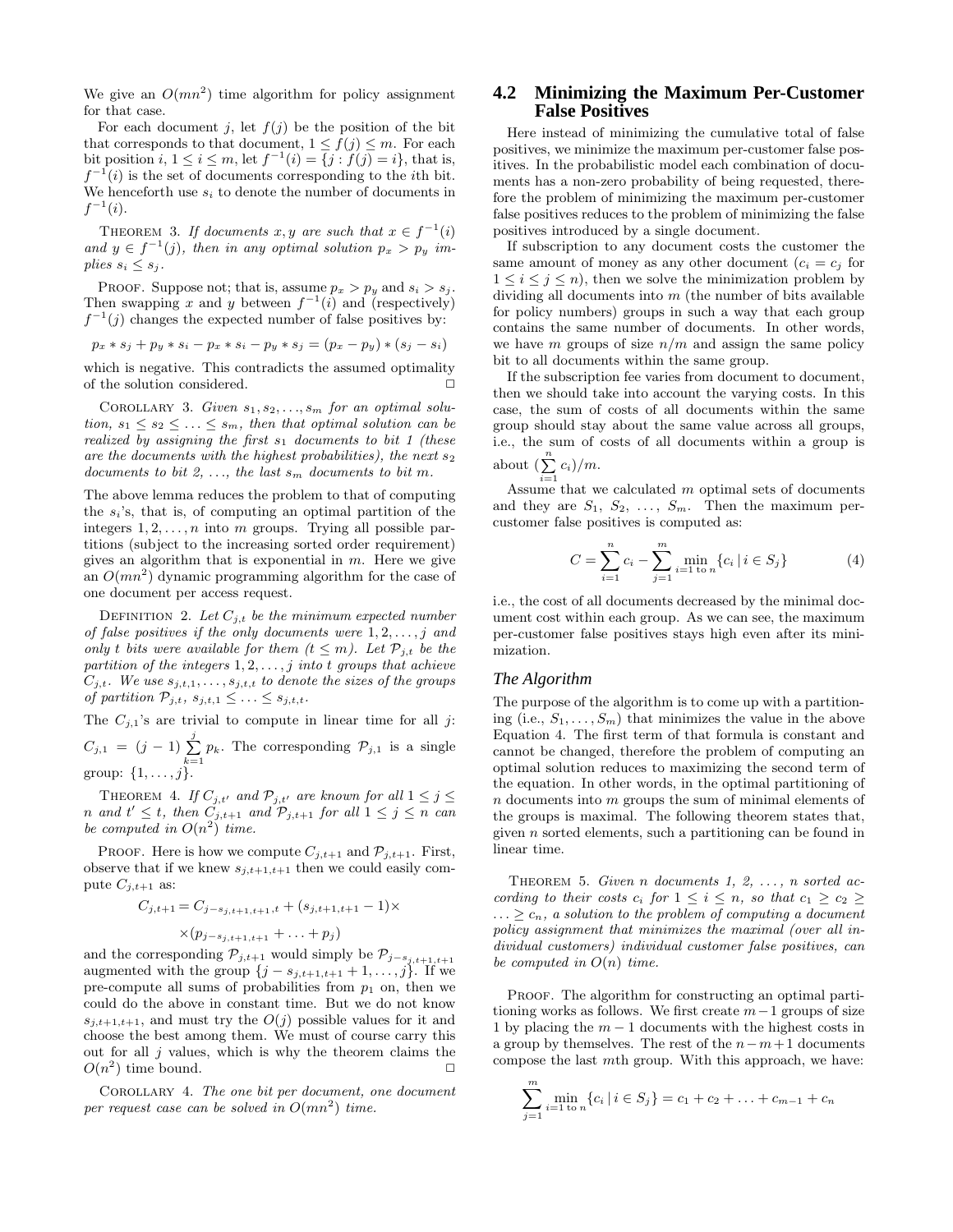We give an $O(mn^2)$ time algorithm for policy assignment for that case.

For each document $j$, let $f(j)$ be the position of the bit that corresponds to that document, $1 \le f(j) \le m$. For each bit position $i$, $1 \le i \le m$, let $f^{-1}(i) = \{j : f(j) = i\}$, that is, $f^{-1}(i)$ is the set of documents corresponding to the $i$th bit. We henceforth use $s_i$ to denote the number of documents in $f^{-1}(i)$.

THEOREM 3. *If documents $x, y$ are such that $x \in f^{-1}(i)$ and $y \in f^{-1}(j)$, then in any optimal solution $p_x > p_y$ implies $s_i \le s_j$.*

PROOF. Suppose not; that is, assume $p_x > p_y$ and $s_i > s_j$. Then swapping $x$ and $y$ between $f^{-1}(i)$ and (respectively) $f^{-1}(j)$ changes the expected number of false positives by:

$$p_x * s_j + p_y * s_i - p_x * s_i - p_y * s_j = (p_x - p_y) * (s_j - s_i)$$

which is negative. This contradicts the assumed optimality of the solution considered. ☐

COROLLARY 3. *Given $s_1, s_2, \ldots, s_m$ for an optimal solution, $s_1 \le s_2 \le \ldots \le s_m$, then that optimal solution can be realized by assigning the first $s_1$ documents to bit 1 (these are the documents with the highest probabilities), the next $s_2$ documents to bit 2, ..., the last $s_m$ documents to bit $m$.*

The above lemma reduces the problem to that of computing the $s_i$'s, that is, of computing an optimal partition of the integers $1, 2, \ldots, n$ into $m$ groups. Trying all possible partitions (subject to the increasing sorted order requirement) gives an algorithm that is exponential in $m$. Here we give an $O(mn^2)$ dynamic programming algorithm for the case of one document per access request.

DEFINITION 2. *Let $C_{j,t}$ be the minimum expected number of false positives if the only documents were $1, 2, \ldots, j$ and only $t$ bits were available for them ($t \le m$). Let $\mathcal{P}_{j,t}$ be the partition of the integers $1, 2, \ldots, j$ into $t$ groups that achieve $C_{j,t}$. We use $s_{j,t,1}, \ldots, s_{j,t,t}$ to denote the sizes of the groups of partition $\mathcal{P}_{j,t}$, $s_{j,t,1} \le \ldots \le s_{j,t,t}$.*

The $C_{j,1}$'s are trivial to compute in linear time for all $j$: $C_{j,1} = (j-1) \sum_{k=1}^{j} p_k$. The corresponding $\mathcal{P}_{j,1}$ is a single group: $\{1, \ldots, j\}$.

THEOREM 4. *If $C_{j,t'}$ and $\mathcal{P}_{j,t'}$ are known for all $1 \le j \le n$ and $t' \le t$, then $C_{j,t+1}$ and $\mathcal{P}_{j,t+1}$ for all $1 \le j \le n$ can be computed in $O(n^2)$ time.*

PROOF. Here is how we compute $C_{j,t+1}$ and $\mathcal{P}_{j,t+1}$. First, observe that if we knew $s_{j,t+1,t+1}$ then we could easily compute $C_{j,t+1}$ as:

$$C_{j,t+1} = C_{j-s_{j,t+1,t+1},t} + (s_{j,t+1,t+1} - 1) \times$$
$$\times (p_{j-s_{j,t+1,t+1}} + \ldots + p_j)$$

and the corresponding $\mathcal{P}_{j,t+1}$ would simply be $\mathcal{P}_{j-s_{j,t+1,t+1}}$ augmented with the group $\{j - s_{j,t+1,t+1} + 1, \ldots, j\}$. If we pre-compute all sums of probabilities from $p_1$ on, then we could do the above in constant time. But we do not know $s_{j,t+1,t+1}$, and must try the $O(j)$ possible values for it and choose the best among them. We must of course carry this out for all $j$ values, which is why the theorem claims the $O(n^2)$ time bound. ☐

COROLLARY 4. *The one bit per document, one document per request case can be solved in $O(mn^2)$ time.*

## 4.2 Minimizing the Maximum Per-Customer False Positives

Here instead of minimizing the cumulative total of false positives, we minimize the maximum per-customer false positives. In the probabilistic model each combination of documents has a non-zero probability of being requested, therefore the problem of minimizing the maximum per-customer false positives reduces to the problem of minimizing the false positives introduced by a single document.

If subscription to any document costs the customer the same amount of money as any other document ($c_i = c_j$ for $1 \le i \le j \le n$), then we solve the minimization problem by dividing all documents into $m$ (the number of bits available for policy numbers) groups in such a way that each group contains the same number of documents. In other words, we have $m$ groups of size $n/m$ and assign the same policy bit to all documents within the same group.

If the subscription fee varies from document to document, then we should take into account the varying costs. In this case, the sum of costs of all documents within the same group should stay about the same value across all groups, i.e., the sum of costs of all documents within a group is about $(\sum_{i=1}^{n} c_i)/m$.

Assume that we calculated $m$ optimal sets of documents and they are $S_1, S_2, \ldots, S_m$. Then the maximum per-customer false positives is computed as:

$$C = \sum_{i=1}^{n} c_i - \sum_{j=1}^{m} \min_{i=1 \text{ to } n} \{c_i \mid i \in S_j\} \tag{4}$$

i.e., the cost of all documents decreased by the minimal document cost within each group. As we can see, the maximum per-customer false positives stays high even after its minimization.

### *The Algorithm*

The purpose of the algorithm is to come up with a partitioning (i.e., $S_1, \ldots, S_m$) that minimizes the value in the above Equation 4. The first term of that formula is constant and cannot be changed, therefore the problem of computing an optimal solution reduces to maximizing the second term of the equation. In other words, in the optimal partitioning of $n$ documents into $m$ groups the sum of minimal elements of the groups is maximal. The following theorem states that, given $n$ sorted elements, such a partitioning can be found in linear time.

THEOREM 5. *Given $n$ documents 1, 2, ..., $n$ sorted according to their costs $c_i$ for $1 \le i \le n$, so that $c_1 \ge c_2 \ge \ldots \ge c_n$, a solution to the problem of computing a document policy assignment that minimizes the maximal (over all individual customers) individual customer false positives, can be computed in $O(n)$ time.*

PROOF. The algorithm for constructing an optimal partitioning works as follows. We first create $m-1$ groups of size 1 by placing the $m-1$ documents with the highest costs in a group by themselves. The rest of the $n-m+1$ documents compose the last $m$th group. With this approach, we have:

$$\sum_{j=1}^{m} \min_{i=1 \text{ to } n} \{c_i \mid i \in S_j\} = c_1 + c_2 + \ldots + c_{m-1} + c_n$$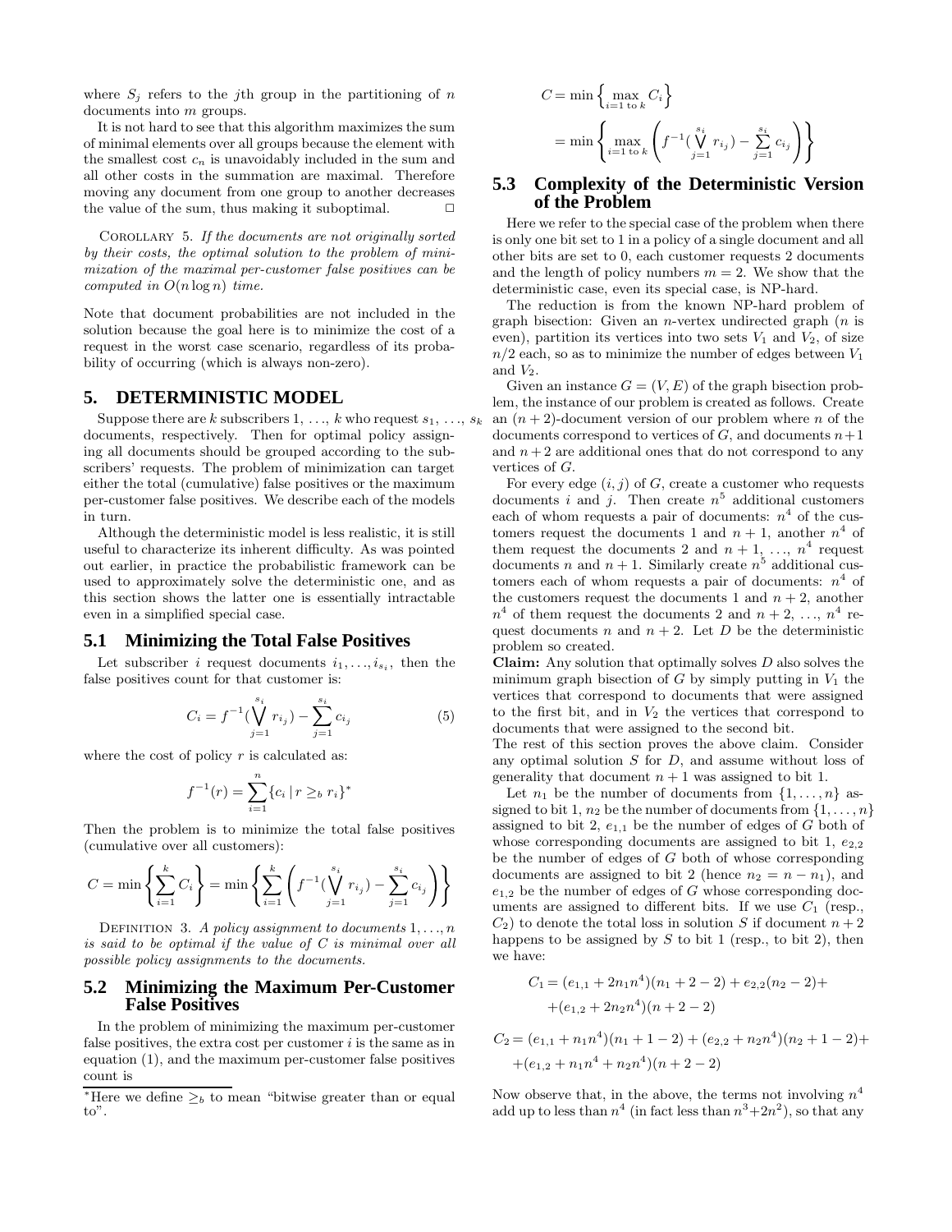where $S_j$ refers to the $j$th group in the partitioning of $n$ documents into $m$ groups.

It is not hard to see that this algorithm maximizes the sum of minimal elements over all groups because the element with the smallest cost $c_n$ is unavoidably included in the sum and all other costs in the summation are maximal. Therefore moving any document from one group to another decreases the value of the sum, thus making it suboptimal. □

COROLLARY 5. *If the documents are not originally sorted by their costs, the optimal solution to the problem of minimization of the maximal per-customer false positives can be computed in $O(n \log n)$ time.*

Note that document probabilities are not included in the solution because the goal here is to minimize the cost of a request in the worst case scenario, regardless of its probability of occurring (which is always non-zero).

## 5. DETERMINISTIC MODEL

Suppose there are $k$ subscribers $1, \ldots, k$ who request $s_1, \ldots, s_k$ documents, respectively. Then for optimal policy assigning all documents should be grouped according to the subscribers' requests. The problem of minimization can target either the total (cumulative) false positives or the maximum per-customer false positives. We describe each of the models in turn.

Although the deterministic model is less realistic, it is still useful to characterize its inherent difficulty. As was pointed out earlier, in practice the probabilistic framework can be used to approximately solve the deterministic one, and as this section shows the latter one is essentially intractable even in a simplified special case.

### 5.1 Minimizing the Total False Positives

Let subscriber $i$ request documents $i_1, \ldots, i_{s_i}$, then the false positives count for that customer is:

$$C_i = f^{-1}(\bigvee_{j=1}^{s_i} r_{i_j}) - \sum_{j=1}^{s_i} c_{i_j} \tag{5}$$

where the cost of policy $r$ is calculated as:

$$f^{-1}(r) = \sum_{i=1}^{n} \{c_i \mid r \geq_b r_i\}^*$$

Then the problem is to minimize the total false positives (cumulative over all customers):

$$C = \min\left\{\sum_{i=1}^{k} C_i\right\} = \min\left\{\sum_{i=1}^{k}\left(f^{-1}(\bigvee_{j=1}^{s_i} r_{i_j}) - \sum_{j=1}^{s_i} c_{i_j}\right)\right\}$$

DEFINITION 3. *A policy assignment to documents $1, \ldots, n$ is said to be optimal if the value of $C$ is minimal over all possible policy assignments to the documents.*

### 5.2 Minimizing the Maximum Per-Customer False Positives

In the problem of minimizing the maximum per-customer false positives, the extra cost per customer $i$ is the same as in equation (1), and the maximum per-customer false positives count is

$$C = \min\left\{\max_{i=1 \text{ to } k} C_i\right\}$$
$$= \min\left\{\max_{i=1 \text{ to } k}\left(f^{-1}(\bigvee_{j=1}^{s_i} r_{i_j}) - \sum_{j=1}^{s_i} c_{i_j}\right)\right\}$$

### 5.3 Complexity of the Deterministic Version of the Problem

Here we refer to the special case of the problem when there is only one bit set to 1 in a policy of a single document and all other bits are set to 0, each customer requests 2 documents and the length of policy numbers $m = 2$. We show that the deterministic case, even its special case, is NP-hard.

The reduction is from the known NP-hard problem of graph bisection: Given an $n$-vertex undirected graph ($n$ is even), partition its vertices into two sets $V_1$ and $V_2$, of size $n/2$ each, so as to minimize the number of edges between $V_1$ and $V_2$.

Given an instance $G = (V, E)$ of the graph bisection problem, the instance of our problem is created as follows. Create an $(n+2)$-document version of our problem where $n$ of the documents correspond to vertices of $G$, and documents $n+1$ and $n+2$ are additional ones that do not correspond to any vertices of $G$.

For every edge $(i, j)$ of $G$, create a customer who requests documents $i$ and $j$. Then create $n^5$ additional customers each of whom requests a pair of documents: $n^4$ of the customers request the documents 1 and $n+1$, another $n^4$ of them request the documents 2 and $n+1$, …, $n^4$ request documents $n$ and $n+1$. Similarly create $n^5$ additional customers each of whom requests a pair of documents: $n^4$ of the customers request the documents 1 and $n+2$, another $n^4$ of them request the documents 2 and $n+2$, …, $n^4$ request documents $n$ and $n+2$. Let $D$ be the deterministic problem so created.

**Claim:** Any solution that optimally solves $D$ also solves the minimum graph bisection of $G$ by simply putting in $V_1$ the vertices that correspond to documents that were assigned to the first bit, and in $V_2$ the vertices that correspond to documents that were assigned to the second bit.

The rest of this section proves the above claim. Consider any optimal solution $S$ for $D$, and assume without loss of generality that document $n+1$ was assigned to bit 1.

Let $n_1$ be the number of documents from $\{1, \ldots, n\}$ assigned to bit 1, $n_2$ be the number of documents from $\{1, \ldots, n\}$ assigned to bit 2, $e_{1,1}$ be the number of edges of $G$ both of whose corresponding documents are assigned to bit 1, $e_{2,2}$ be the number of edges of $G$ both of whose corresponding documents are assigned to bit 2 (hence $n_2 = n - n_1$), and $e_{1,2}$ be the number of edges of $G$ whose corresponding documents are assigned to different bits. If we use $C_1$ (resp., $C_2$) to denote the total loss in solution $S$ if document $n+2$ happens to be assigned by $S$ to bit 1 (resp., to bit 2), then we have:

$$C_1 = (e_{1,1} + 2n_1 n^4)(n_1 + 2 - 2) + e_{2,2}(n_2 - 2) +$$
$$+ (e_{1,2} + 2n_2 n^4)(n + 2 - 2)$$

$$C_2 = (e_{1,1} + n_1 n^4)(n_1 + 1 - 2) + (e_{2,2} + n_2 n^4)(n_2 + 1 - 2) +$$
$$+ (e_{1,2} + n_1 n^4 + n_2 n^4)(n + 2 - 2)$$

Now observe that, in the above, the terms not involving $n^4$ add up to less than $n^4$ (in fact less than $n^3 + 2n^2$), so that any

*Here we define $\geq_b$ to mean "bitwise greater than or equal to".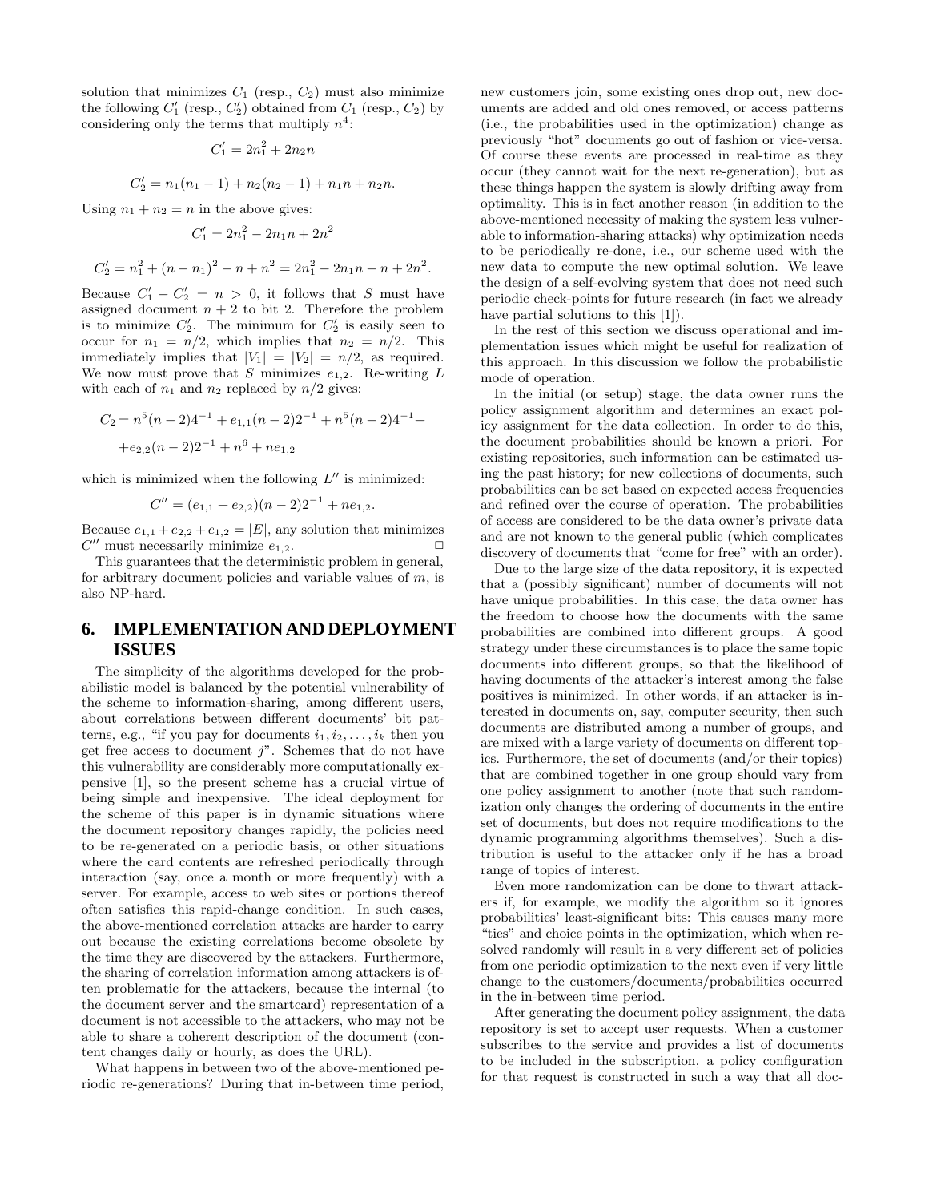solution that minimizes $C_1$ (resp., $C_2$) must also minimize the following $C_1'$ (resp., $C_2'$) obtained from $C_1$ (resp., $C_2$) by considering only the terms that multiply $n^4$:

$$C_1' = 2n_1^2 + 2n_2n$$

$$C_2' = n_1(n_1 - 1) + n_2(n_2 - 1) + n_1n + n_2n.$$

Using $n_1 + n_2 = n$ in the above gives:

$$C_1' = 2n_1^2 - 2n_1n + 2n^2$$

$$C_2' = n_1^2 + (n - n_1)^2 - n + n^2 = 2n_1^2 - 2n_1n - n + 2n^2.$$

Because $C_1' - C_2' = n > 0$, it follows that $S$ must have assigned document $n + 2$ to bit 2. Therefore the problem is to minimize $C_2'$. The minimum for $C_2'$ is easily seen to occur for $n_1 = n/2$, which implies that $n_2 = n/2$. This immediately implies that $|V_1| = |V_2| = n/2$, as required. We now must prove that $S$ minimizes $e_{1,2}$. Re-writing $L$ with each of $n_1$ and $n_2$ replaced by $n/2$ gives:

$$C_2 = n^5(n-2)4^{-1} + e_{1,1}(n-2)2^{-1} + n^5(n-2)4^{-1} +$$
$$+ e_{2,2}(n-2)2^{-1} + n^6 + ne_{1,2}$$

which is minimized when the following $L''$ is minimized:

$$C'' = (e_{1,1} + e_{2,2})(n-2)2^{-1} + ne_{1,2}.$$

Because $e_{1,1} + e_{2,2} + e_{1,2} = |E|$, any solution that minimizes $C''$ must necessarily minimize $e_{1,2}$. □

This guarantees that the deterministic problem in general, for arbitrary document policies and variable values of $m$, is also NP-hard.

## 6. IMPLEMENTATION AND DEPLOYMENT ISSUES

The simplicity of the algorithms developed for the probabilistic model is balanced by the potential vulnerability of the scheme to information-sharing, among different users, about correlations between different documents' bit patterns, e.g., "if you pay for documents $i_1, i_2, \ldots, i_k$ then you get free access to document $j$". Schemes that do not have this vulnerability are considerably more computationally expensive [1], so the present scheme has a crucial virtue of being simple and inexpensive. The ideal deployment for the scheme of this paper is in dynamic situations where the document repository changes rapidly, the policies need to be re-generated on a periodic basis, or other situations where the card contents are refreshed periodically through interaction (say, once a month or more frequently) with a server. For example, access to web sites or portions thereof often satisfies this rapid-change condition. In such cases, the above-mentioned correlation attacks are harder to carry out because the existing correlations become obsolete by the time they are discovered by the attackers. Furthermore, the sharing of correlation information among attackers is often problematic for the attackers, because the internal (to the document server and the smartcard) representation of a document is not accessible to the attackers, who may not be able to share a coherent description of the document (content changes daily or hourly, as does the URL).

What happens in between two of the above-mentioned periodic re-generations? During that in-between time period, new customers join, some existing ones drop out, new documents are added and old ones removed, or access patterns (i.e., the probabilities used in the optimization) change as previously "hot" documents go out of fashion or vice-versa. Of course these events are processed in real-time as they occur (they cannot wait for the next re-generation), but as these things happen the system is slowly drifting away from optimality. This is in fact another reason (in addition to the above-mentioned necessity of making the system less vulnerable to information-sharing attacks) why optimization needs to be periodically re-done, i.e., our scheme used with the new data to compute the new optimal solution. We leave the design of a self-evolving system that does not need such periodic check-points for future research (in fact we already have partial solutions to this [1]).

In the rest of this section we discuss operational and implementation issues which might be useful for realization of this approach. In this discussion we follow the probabilistic mode of operation.

In the initial (or setup) stage, the data owner runs the policy assignment algorithm and determines an exact policy assignment for the data collection. In order to do this, the document probabilities should be known a priori. For existing repositories, such information can be estimated using the past history; for new collections of documents, such probabilities can be set based on expected access frequencies and refined over the course of operation. The probabilities of access are considered to be the data owner's private data and are not known to the general public (which complicates discovery of documents that "come for free" with an order).

Due to the large size of the data repository, it is expected that a (possibly significant) number of documents will not have unique probabilities. In this case, the data owner has the freedom to choose how the documents with the same probabilities are combined into different groups. A good strategy under these circumstances is to place the same topic documents into different groups, so that the likelihood of having documents of the attacker's interest among the false positives is minimized. In other words, if an attacker is interested in documents on, say, computer security, then such documents are distributed among a number of groups, and are mixed with a large variety of documents on different topics. Furthermore, the set of documents (and/or their topics) that are combined together in one group should vary from one policy assignment to another (note that such randomization only changes the ordering of documents in the entire set of documents, but does not require modifications to the dynamic programming algorithms themselves). Such a distribution is useful to the attacker only if he has a broad range of topics of interest.

Even more randomization can be done to thwart attackers if, for example, we modify the algorithm so it ignores probabilities' least-significant bits: This causes many more "ties" and choice points in the optimization, which when resolved randomly will result in a very different set of policies from one periodic optimization to the next even if very little change to the customers/documents/probabilities occurred in the in-between time period.

After generating the document policy assignment, the data repository is set to accept user requests. When a customer subscribes to the service and provides a list of documents to be included in the subscription, a policy configuration for that request is constructed in such a way that all doc-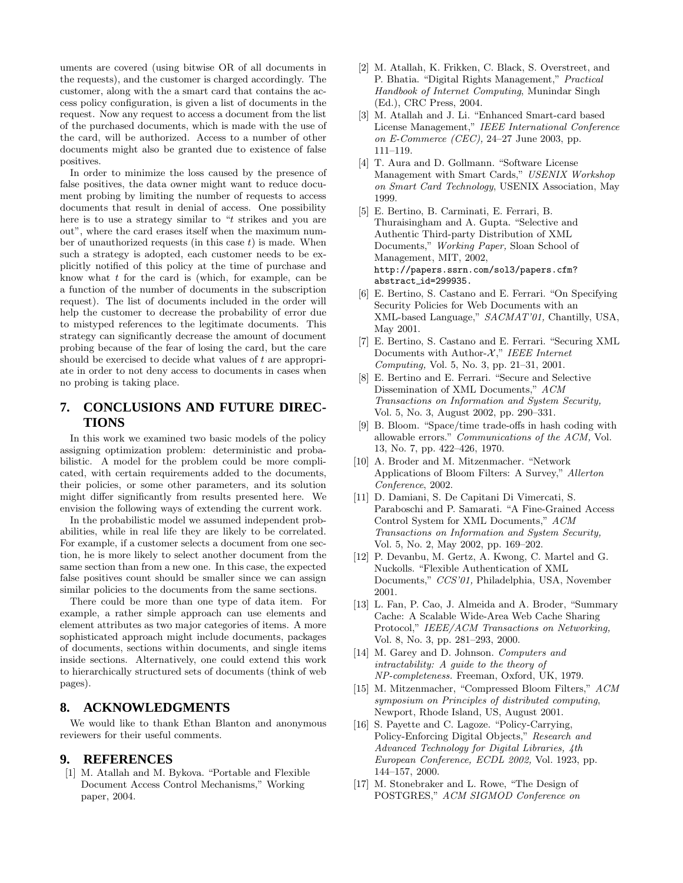uments are covered (using bitwise OR of all documents in the requests), and the customer is charged accordingly. The customer, along with the a smart card that contains the access policy configuration, is given a list of documents in the request. Now any request to access a document from the list of the purchased documents, which is made with the use of the card, will be authorized. Access to a number of other documents might also be granted due to existence of false positives.

In order to minimize the loss caused by the presence of false positives, the data owner might want to reduce document probing by limiting the number of requests to access documents that result in denial of access. One possibility here is to use a strategy similar to "$t$ strikes and you are out", where the card erases itself when the maximum number of unauthorized requests (in this case $t$) is made. When such a strategy is adopted, each customer needs to be explicitly notified of this policy at the time of purchase and know what $t$ for the card is (which, for example, can be a function of the number of documents in the subscription request). The list of documents included in the order will help the customer to decrease the probability of error due to mistyped references to the legitimate documents. This strategy can significantly decrease the amount of document probing because of the fear of losing the card, but the care should be exercised to decide what values of $t$ are appropriate in order to not deny access to documents in cases when no probing is taking place.

## 7. CONCLUSIONS AND FUTURE DIRECTIONS

In this work we examined two basic models of the policy assigning optimization problem: deterministic and probabilistic. A model for the problem could be more complicated, with certain requirements added to the documents, their policies, or some other parameters, and its solution might differ significantly from results presented here. We envision the following ways of extending the current work.

In the probabilistic model we assumed independent probabilities, while in real life they are likely to be correlated. For example, if a customer selects a document from one section, he is more likely to select another document from the same section than from a new one. In this case, the expected false positives count should be smaller since we can assign similar policies to the documents from the same sections.

There could be more than one type of data item. For example, a rather simple approach can use elements and element attributes as two major categories of items. A more sophisticated approach might include documents, packages of documents, sections within documents, and single items inside sections. Alternatively, one could extend this work to hierarchically structured sets of documents (think of web pages).

## 8. ACKNOWLEDGMENTS

We would like to thank Ethan Blanton and anonymous reviewers for their useful comments.

## 9. REFERENCES

[1] M. Atallah and M. Bykova. "Portable and Flexible Document Access Control Mechanisms," Working paper, 2004.

[2] M. Atallah, K. Frikken, C. Black, S. Overstreet, and P. Bhatia. "Digital Rights Management," *Practical Handbook of Internet Computing*, Munindar Singh (Ed.), CRC Press, 2004.

[3] M. Atallah and J. Li. "Enhanced Smart-card based License Management," *IEEE International Conference on E-Commerce (CEC),* 24–27 June 2003, pp. 111–119.

[4] T. Aura and D. Gollmann. "Software License Management with Smart Cards," *USENIX Workshop on Smart Card Technology*, USENIX Association, May 1999.

[5] E. Bertino, B. Carminati, E. Ferrari, B. Thuraisingham and A. Gupta. "Selective and Authentic Third-party Distribution of XML Documents," *Working Paper,* Sloan School of Management, MIT, 2002, http://papers.ssrn.com/sol3/papers.cfm?abstract_id=299935.

[6] E. Bertino, S. Castano and E. Ferrari. "On Specifying Security Policies for Web Documents with an XML-based Language," *SACMAT'01,* Chantilly, USA, May 2001.

[7] E. Bertino, S. Castano and E. Ferrari. "Securing XML Documents with Author-$\mathcal{X}$," *IEEE Internet Computing,* Vol. 5, No. 3, pp. 21–31, 2001.

[8] E. Bertino and E. Ferrari. "Secure and Selective Dissemination of XML Documents," *ACM Transactions on Information and System Security,* Vol. 5, No. 3, August 2002, pp. 290–331.

[9] B. Bloom. "Space/time trade-offs in hash coding with allowable errors." *Communications of the ACM,* Vol. 13, No. 7, pp. 422–426, 1970.

[10] A. Broder and M. Mitzenmacher. "Network Applications of Bloom Filters: A Survey," *Allerton Conference*, 2002.

[11] D. Damiani, S. De Capitani Di Vimercati, S. Paraboschi and P. Samarati. "A Fine-Grained Access Control System for XML Documents," *ACM Transactions on Information and System Security,* Vol. 5, No. 2, May 2002, pp. 169–202.

[12] P. Devanbu, M. Gertz, A. Kwong, C. Martel and G. Nuckolls. "Flexible Authentication of XML Documents," *CCS'01,* Philadelphia, USA, November 2001.

[13] L. Fan, P. Cao, J. Almeida and A. Broder, "Summary Cache: A Scalable Wide-Area Web Cache Sharing Protocol," *IEEE/ACM Transactions on Networking,* Vol. 8, No. 3, pp. 281–293, 2000.

[14] M. Garey and D. Johnson. *Computers and intractability: A guide to the theory of NP-completeness.* Freeman, Oxford, UK, 1979.

[15] M. Mitzenmacher, "Compressed Bloom Filters," *ACM symposium on Principles of distributed computing*, Newport, Rhode Island, US, August 2001.

[16] S. Payette and C. Lagoze. "Policy-Carrying, Policy-Enforcing Digital Objects," *Research and Advanced Technology for Digital Libraries, 4th European Conference, ECDL 2002,* Vol. 1923, pp. 144–157, 2000.

[17] M. Stonebraker and L. Rowe, "The Design of POSTGRES," *ACM SIGMOD Conference on*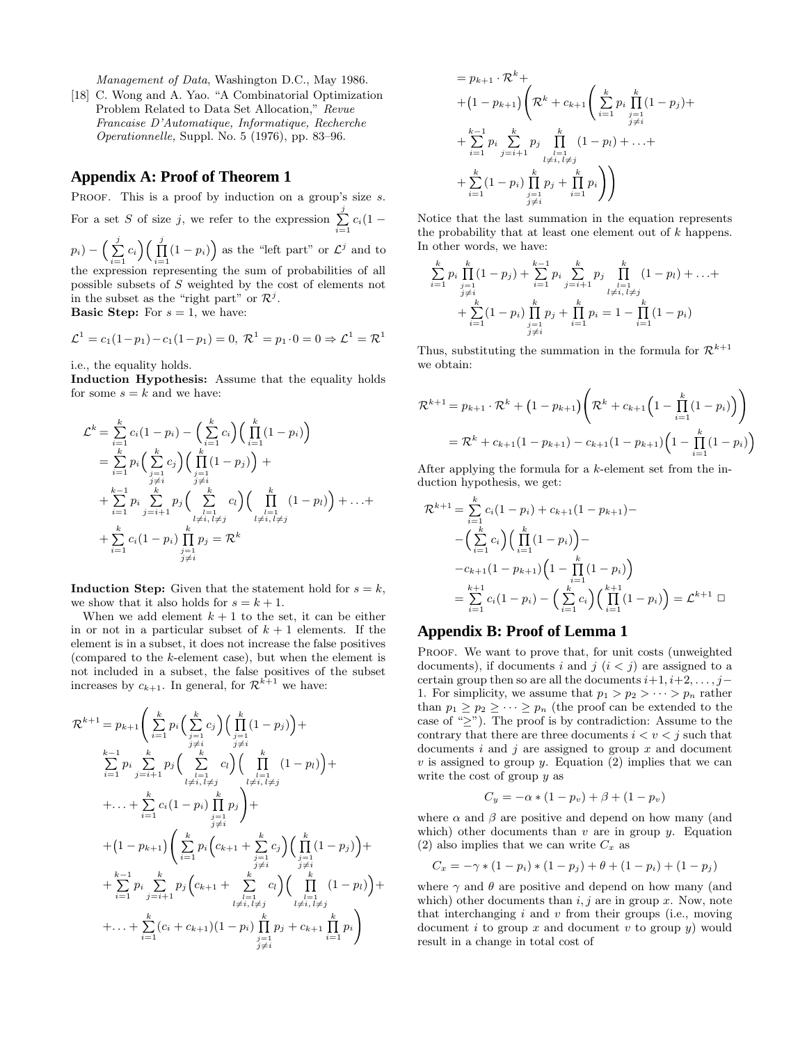Management of Data, Washington D.C., May 1986.

[18] C. Wong and A. Yao. "A Combinatorial Optimization Problem Related to Data Set Allocation," *Revue Francaise D'Automatique, Informatique, Recherche Operationnelle,* Suppl. No. 5 (1976), pp. 83–96.

## Appendix A: Proof of Theorem 1

PROOF. This is a proof by induction on a group's size $s$. For a set $S$ of size $j$, we refer to the expression $\sum_{i=1}^{j} c_i(1-p_i) - \Big(\sum_{i=1}^{j} c_i\Big)\Big(\prod_{i=1}^{j}(1-p_i)\Big)$ as the "left part" or $\mathcal{L}^j$ and to the expression representing the sum of probabilities of all possible subsets of $S$ weighted by the cost of elements not in the subset as the "right part" or $\mathcal{R}^j$.

**Basic Step:** For $s=1$, we have:

$$\mathcal{L}^1 = c_1(1-p_1) - c_1(1-p_1) = 0,\ \mathcal{R}^1 = p_1 \cdot 0 = 0 \Rightarrow \mathcal{L}^1 = \mathcal{R}^1$$

i.e., the equality holds.

**Induction Hypothesis:** Assume that the equality holds for some $s=k$ and we have:

$$\begin{aligned}
\mathcal{L}^k &= \sum_{i=1}^{k} c_i(1-p_i) - \Big(\sum_{i=1}^{k} c_i\Big)\Big(\prod_{i=1}^{k}(1-p_i)\Big) \\
&= \sum_{i=1}^{k} p_i \Big(\sum_{\substack{j=1\\ j\neq i}}^{k} c_j\Big)\Big(\prod_{\substack{j=1\\ j\neq i}}^{k}(1-p_j)\Big) + \\
&+ \sum_{i=1}^{k-1} p_i \sum_{j=i+1}^{k} p_j \Big(\sum_{\substack{l=1\\ l\neq i,\, l\neq j}}^{k} c_l\Big)\Big(\prod_{\substack{l=1\\ l\neq i,\, l\neq j}}^{k}(1-p_l)\Big) + \ldots + \\
&+ \sum_{i=1}^{k} c_i(1-p_i) \prod_{\substack{j=1\\ j\neq i}}^{k} p_j = \mathcal{R}^k
\end{aligned}$$

**Induction Step:** Given that the statement hold for $s=k$, we show that it also holds for $s=k+1$.

When we add element $k+1$ to the set, it can be either in or not in a particular subset of $k+1$ elements. If the element is in a subset, it does not increase the false positives (compared to the $k$-element case), but when the element is not included in a subset, the false positives of the subset increases by $c_{k+1}$. In general, for $\mathcal{R}^{k+1}$ we have:

$$\begin{aligned}
\mathcal{R}^{k+1} &= p_{k+1}\Bigg(\sum_{i=1}^{k} p_i \Big(\sum_{\substack{j=1\\ j\neq i}}^{k} c_j\Big)\Big(\prod_{\substack{j=1\\ j\neq i}}^{k}(1-p_j)\Big) + \\
&\sum_{i=1}^{k-1} p_i \sum_{j=i+1}^{k} p_j \Big(\sum_{\substack{l=1\\ l\neq i,\, l\neq j}}^{k} c_l\Big)\Big(\prod_{\substack{l=1\\ l\neq i,\, l\neq j}}^{k}(1-p_l)\Big) + \\
&+ \ldots + \sum_{i=1}^{k} c_i(1-p_i) \prod_{\substack{j=1\\ j\neq i}}^{k} p_j \Bigg) + \\
&+ \big(1-p_{k+1}\big)\Bigg(\sum_{i=1}^{k} p_i \Big(c_{k+1} + \sum_{\substack{j=1\\ j\neq i}}^{k} c_j\Big)\Big(\prod_{\substack{j=1\\ j\neq i}}^{k}(1-p_j)\Big) + \\
&+ \sum_{i=1}^{k-1} p_i \sum_{j=i+1}^{k} p_j \Big(c_{k+1} + \sum_{\substack{l=1\\ l\neq i,\, l\neq j}}^{k} c_l\Big)\Big(\prod_{\substack{l=1\\ l\neq i,\, l\neq j}}^{k}(1-p_l)\Big) + \\
&+ \ldots + \sum_{i=1}^{k} (c_i + c_{k+1})(1-p_i) \prod_{\substack{j=1\\ j\neq i}}^{k} p_j + c_{k+1}\prod_{i=1}^{k} p_i \Bigg) \\
&= p_{k+1}\cdot \mathcal{R}^k + \\
&+ \big(1-p_{k+1}\big)\Bigg(\mathcal{R}^k + c_{k+1}\Bigg(\sum_{i=1}^{k} p_i \prod_{\substack{j=1\\ j\neq i}}^{k}(1-p_j) + \\
&+ \sum_{i=1}^{k-1} p_i \sum_{j=i+1}^{k} p_j \prod_{\substack{l=1\\ l\neq i,\, l\neq j}}^{k}(1-p_l) + \ldots + \\
&+ \sum_{i=1}^{k}(1-p_i)\prod_{\substack{j=1\\ j\neq i}}^{k} p_j + \prod_{i=1}^{k} p_i\Bigg)\Bigg)
\end{aligned}$$

Notice that the last summation in the equation represents the probability that at least one element out of $k$ happens. In other words, we have:

$$\begin{aligned}
&\sum_{i=1}^{k} p_i \prod_{\substack{j=1\\ j\neq i}}^{k}(1-p_j) + \sum_{i=1}^{k-1} p_i \sum_{j=i+1}^{k} p_j \prod_{\substack{l=1\\ l\neq i,\, l\neq j}}^{k}(1-p_l) + \ldots + \\
&+ \sum_{i=1}^{k}(1-p_i)\prod_{\substack{j=1\\ j\neq i}}^{k} p_j + \prod_{i=1}^{k} p_i = 1 - \prod_{i=1}^{k}(1-p_i)
\end{aligned}$$

Thus, substituting the summation in the formula for $\mathcal{R}^{k+1}$ we obtain:

$$\begin{aligned}
\mathcal{R}^{k+1} &= p_{k+1}\cdot\mathcal{R}^k + \big(1-p_{k+1}\big)\Bigg(\mathcal{R}^k + c_{k+1}\Big(1 - \prod_{i=1}^{k}(1-p_i)\Big)\Bigg) \\
&= \mathcal{R}^k + c_{k+1}(1-p_{k+1}) - c_{k+1}(1-p_{k+1})\Big(1-\prod_{i=1}^{k}(1-p_i)\Big)
\end{aligned}$$

After applying the formula for a $k$-element set from the induction hypothesis, we get:

$$\begin{aligned}
\mathcal{R}^{k+1} &= \sum_{i=1}^{k} c_i(1-p_i) + c_{k+1}(1-p_{k+1}) - \\
&- \Big(\sum_{i=1}^{k} c_i\Big)\Big(\prod_{i=1}^{k}(1-p_i)\Big) - \\
&- c_{k+1}(1-p_{k+1})\Big(1-\prod_{i=1}^{k}(1-p_i)\Big) \\
&= \sum_{i=1}^{k+1} c_i(1-p_i) - \Big(\sum_{i=1}^{k} c_i\Big)\Big(\prod_{i=1}^{k+1}(1-p_i)\Big) = \mathcal{L}^{k+1} \ \square
\end{aligned}$$

## Appendix B: Proof of Lemma 1

PROOF. We want to prove that, for unit costs (unweighted documents), if documents $i$ and $j$ ($i<j$) are assigned to a certain group then so are all the documents $i+1, i+2, \ldots, j-1$. For simplicity, we assume that $p_1 > p_2 > \cdots > p_n$ rather than $p_1 \geq p_2 \geq \cdots \geq p_n$ (the proof can be extended to the case of "$\geq$"). The proof is by contradiction: Assume to the contrary that there are three documents $i < v < j$ such that documents $i$ and $j$ are assigned to group $x$ and document $v$ is assigned to group $y$. Equation (2) implies that we can write the cost of group $y$ as

$$C_y = -\alpha * (1-p_v) + \beta + (1-p_v)$$

where $\alpha$ and $\beta$ are positive and depend on how many (and which) other documents than $v$ are in group $y$. Equation (2) also implies that we can write $C_x$ as

$$C_x = -\gamma * (1-p_i) * (1-p_j) + \theta + (1-p_i) + (1-p_j)$$

where $\gamma$ and $\theta$ are positive and depend on how many (and which) other documents than $i,j$ are in group $x$. Now, note that interchanging $i$ and $v$ from their groups (i.e., moving document $i$ to group $x$ and document $v$ to group $y$) would result in a change in total cost of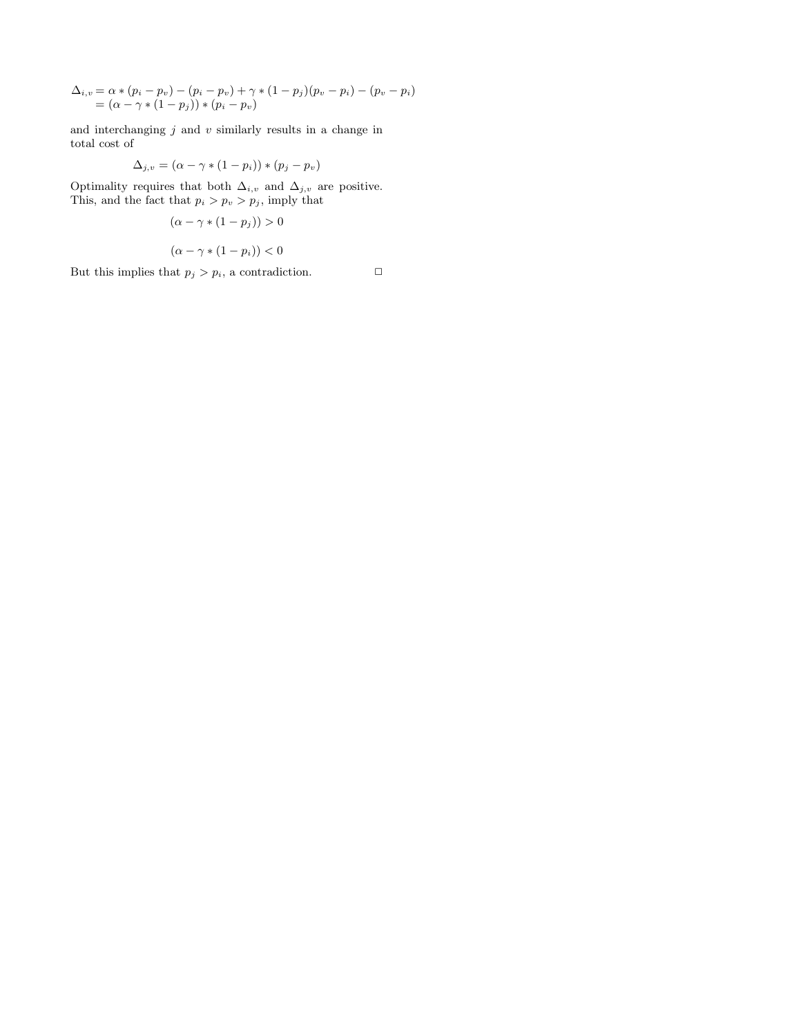$$
\begin{aligned}
\Delta_{i,v} &= \alpha * (p_i - p_v) - (p_i - p_v) + \gamma * (1 - p_j)(p_v - p_i) - (p_v - p_i) \\
&= (\alpha - \gamma * (1 - p_j)) * (p_i - p_v)
\end{aligned}
$$

and interchanging $j$ and $v$ similarly results in a change in total cost of

$$
\Delta_{j,v} = (\alpha - \gamma * (1 - p_i)) * (p_j - p_v)
$$

Optimality requires that both $\Delta_{i,v}$ and $\Delta_{j,v}$ are positive. This, and the fact that $p_i > p_v > p_j$, imply that

$$
(\alpha - \gamma * (1 - p_j)) > 0
$$

$$
(\alpha - \gamma * (1 - p_i)) < 0
$$

But this implies that $p_j > p_i$, a contradiction. □